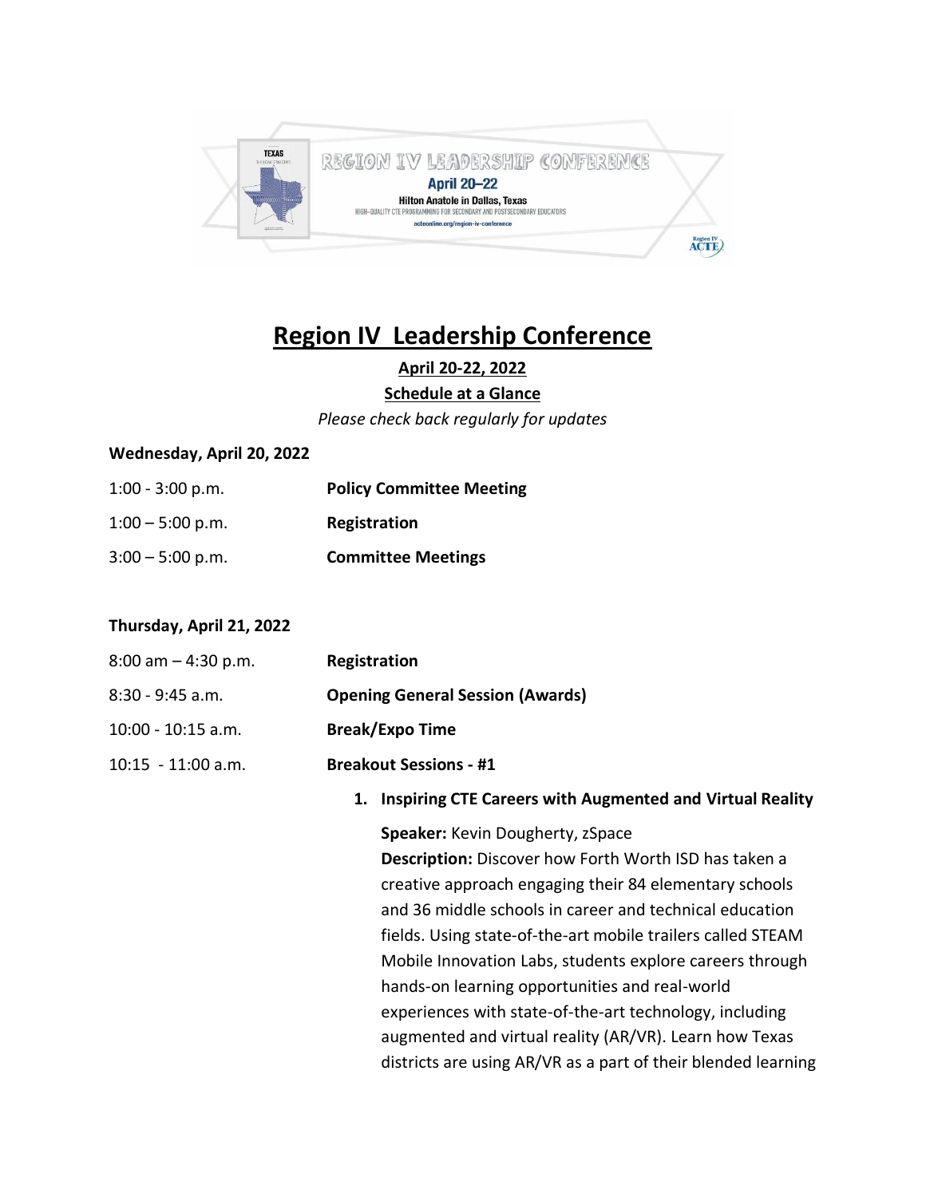REGION IV LEADERSHIP CONFERENCE
April 20–22
Hilton Anatole in Dallas, Texas
HIGH-QUALITY CTE PROGRAMMING FOR SECONDARY AND POSTSECONDARY EDUCATORS
acteonline.org/region-iv-conference

# Region IV Leadership Conference

**April 20-22, 2022**

**Schedule at a Glance**

*Please check back regularly for updates*

**Wednesday, April 20, 2022**

| | |
|---|---|
| 1:00 - 3:00 p.m. | **Policy Committee Meeting** |
| 1:00 – 5:00 p.m. | **Registration** |
| 3:00 – 5:00 p.m. | **Committee Meetings** |

**Thursday, April 21, 2022**

| | |
|---|---|
| 8:00 am – 4:30 p.m. | **Registration** |
| 8:30 - 9:45 a.m. | **Opening General Session (Awards)** |
| 10:00 - 10:15 a.m. | **Break/Expo Time** |
| 10:15 - 11:00 a.m. | **Breakout Sessions - #1** |

1. **Inspiring CTE Careers with Augmented and Virtual Reality**

   **Speaker:** Kevin Dougherty, zSpace
   **Description:** Discover how Forth Worth ISD has taken a creative approach engaging their 84 elementary schools and 36 middle schools in career and technical education fields. Using state-of-the-art mobile trailers called STEAM Mobile Innovation Labs, students explore careers through hands-on learning opportunities and real-world experiences with state-of-the-art technology, including augmented and virtual reality (AR/VR). Learn how Texas districts are using AR/VR as a part of their blended learning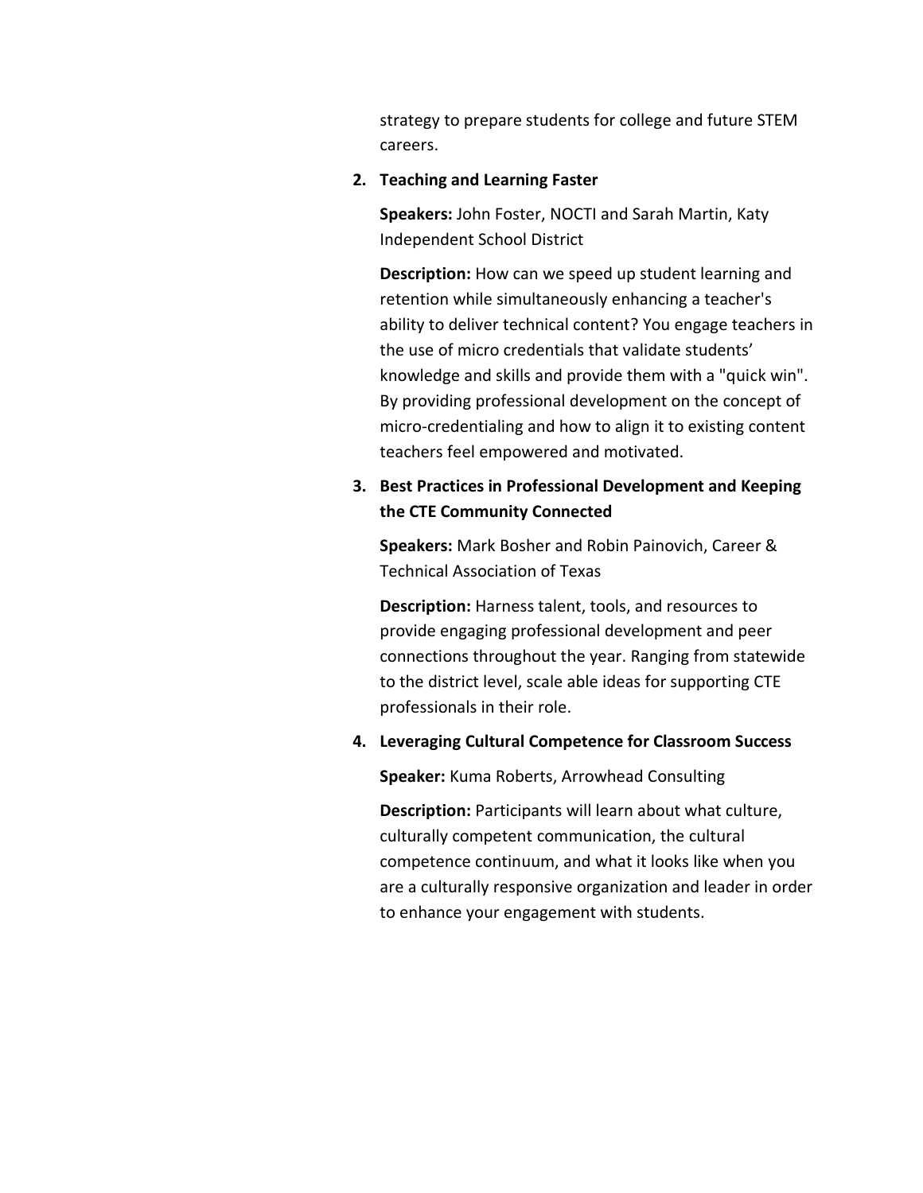strategy to prepare students for college and future STEM careers.

2. **Teaching and Learning Faster**

   **Speakers:** John Foster, NOCTI and Sarah Martin, Katy Independent School District

   **Description:** How can we speed up student learning and retention while simultaneously enhancing a teacher's ability to deliver technical content? You engage teachers in the use of micro credentials that validate students' knowledge and skills and provide them with a "quick win". By providing professional development on the concept of micro-credentialing and how to align it to existing content teachers feel empowered and motivated.

3. **Best Practices in Professional Development and Keeping the CTE Community Connected**

   **Speakers:** Mark Bosher and Robin Painovich, Career & Technical Association of Texas

   **Description:** Harness talent, tools, and resources to provide engaging professional development and peer connections throughout the year. Ranging from statewide to the district level, scale able ideas for supporting CTE professionals in their role.

4. **Leveraging Cultural Competence for Classroom Success**

   **Speaker:** Kuma Roberts, Arrowhead Consulting

   **Description:** Participants will learn about what culture, culturally competent communication, the cultural competence continuum, and what it looks like when you are a culturally responsive organization and leader in order to enhance your engagement with students.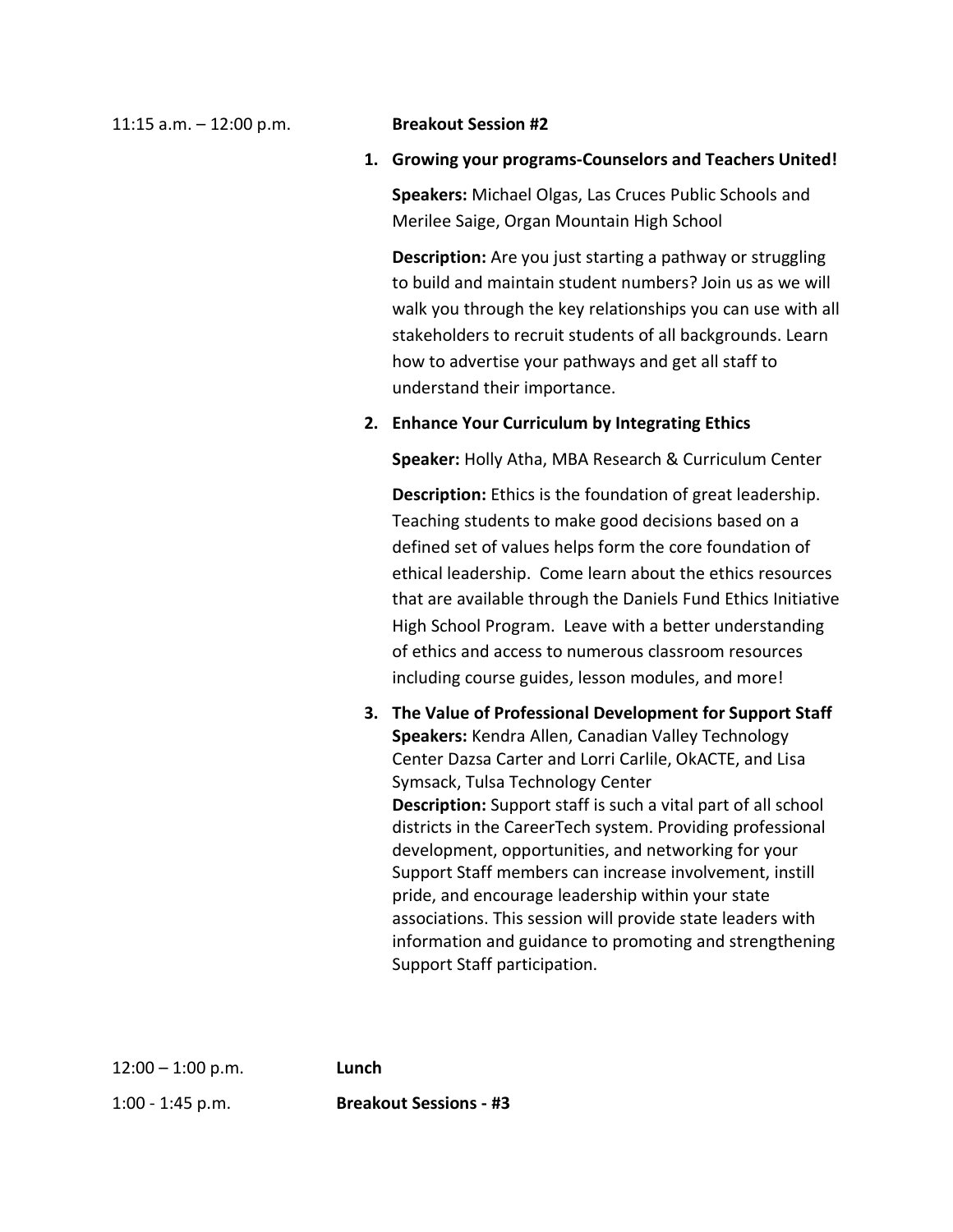11:15 a.m. – 12:00 p.m. **Breakout Session #2**

1. **Growing your programs-Counselors and Teachers United!**

   **Speakers:** Michael Olgas, Las Cruces Public Schools and Merilee Saige, Organ Mountain High School

   **Description:** Are you just starting a pathway or struggling to build and maintain student numbers? Join us as we will walk you through the key relationships you can use with all stakeholders to recruit students of all backgrounds. Learn how to advertise your pathways and get all staff to understand their importance.

2. **Enhance Your Curriculum by Integrating Ethics**

   **Speaker:** Holly Atha, MBA Research & Curriculum Center

   **Description:** Ethics is the foundation of great leadership. Teaching students to make good decisions based on a defined set of values helps form the core foundation of ethical leadership. Come learn about the ethics resources that are available through the Daniels Fund Ethics Initiative High School Program. Leave with a better understanding of ethics and access to numerous classroom resources including course guides, lesson modules, and more!

3. **The Value of Professional Development for Support Staff**

   **Speakers:** Kendra Allen, Canadian Valley Technology Center Dazsa Carter and Lorri Carlile, OkACTE, and Lisa Symsack, Tulsa Technology Center

   **Description:** Support staff is such a vital part of all school districts in the CareerTech system. Providing professional development, opportunities, and networking for your Support Staff members can increase involvement, instill pride, and encourage leadership within your state associations. This session will provide state leaders with information and guidance to promoting and strengthening Support Staff participation.

12:00 – 1:00 p.m. **Lunch**

1:00 - 1:45 p.m. **Breakout Sessions - #3**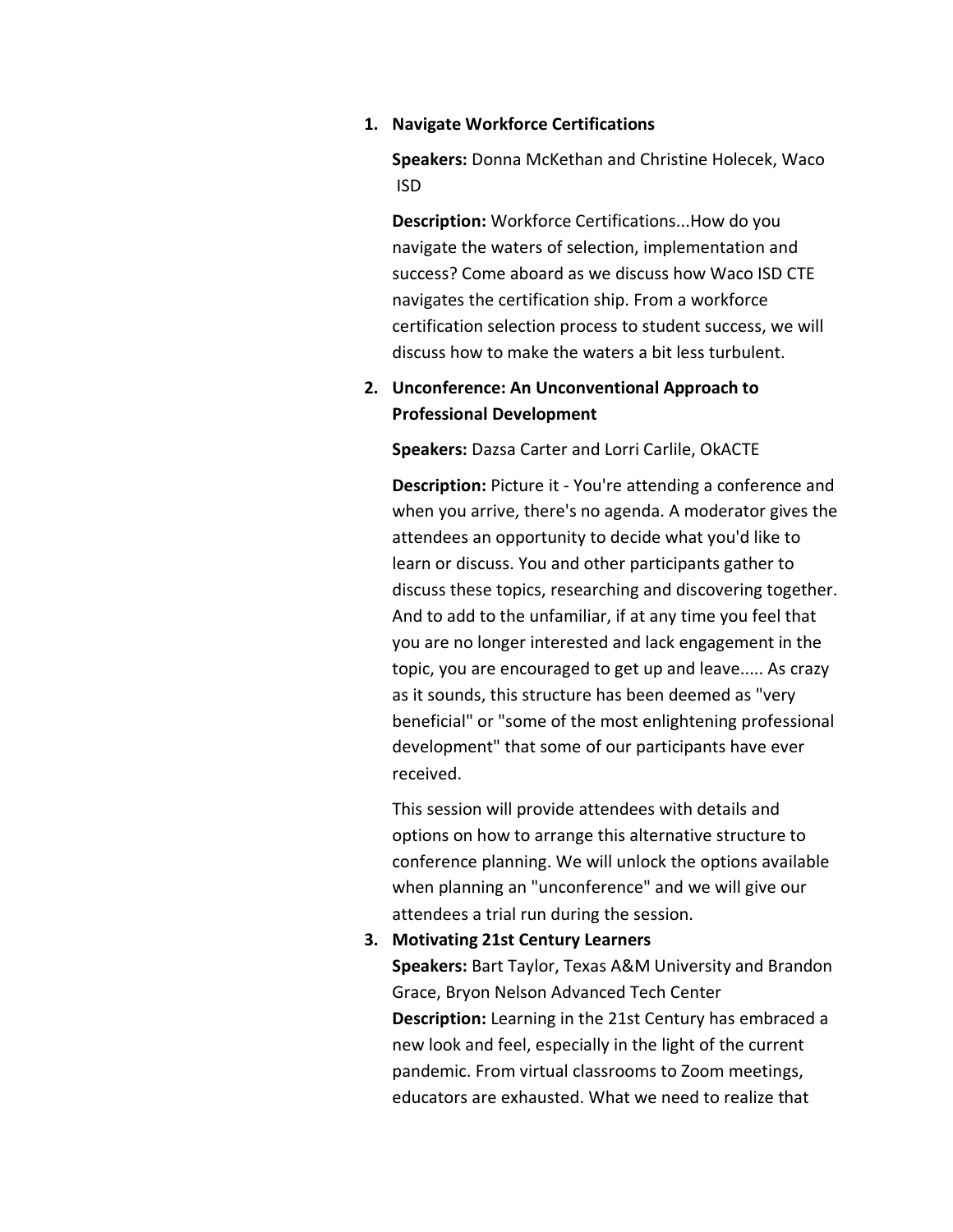1. **Navigate Workforce Certifications**

   **Speakers:** Donna McKethan and Christine Holecek, Waco ISD

   **Description:** Workforce Certifications...How do you navigate the waters of selection, implementation and success? Come aboard as we discuss how Waco ISD CTE navigates the certification ship. From a workforce certification selection process to student success, we will discuss how to make the waters a bit less turbulent.

2. **Unconference: An Unconventional Approach to Professional Development**

   **Speakers:** Dazsa Carter and Lorri Carlile, OkACTE

   **Description:** Picture it - You're attending a conference and when you arrive, there's no agenda. A moderator gives the attendees an opportunity to decide what you'd like to learn or discuss. You and other participants gather to discuss these topics, researching and discovering together. And to add to the unfamiliar, if at any time you feel that you are no longer interested and lack engagement in the topic, you are encouraged to get up and leave..... As crazy as it sounds, this structure has been deemed as "very beneficial" or "some of the most enlightening professional development" that some of our participants have ever received.

   This session will provide attendees with details and options on how to arrange this alternative structure to conference planning. We will unlock the options available when planning an "unconference" and we will give our attendees a trial run during the session.

3. **Motivating 21st Century Learners**
   **Speakers:** Bart Taylor, Texas A&M University and Brandon Grace, Bryon Nelson Advanced Tech Center
   **Description:** Learning in the 21st Century has embraced a new look and feel, especially in the light of the current pandemic. From virtual classrooms to Zoom meetings, educators are exhausted. What we need to realize that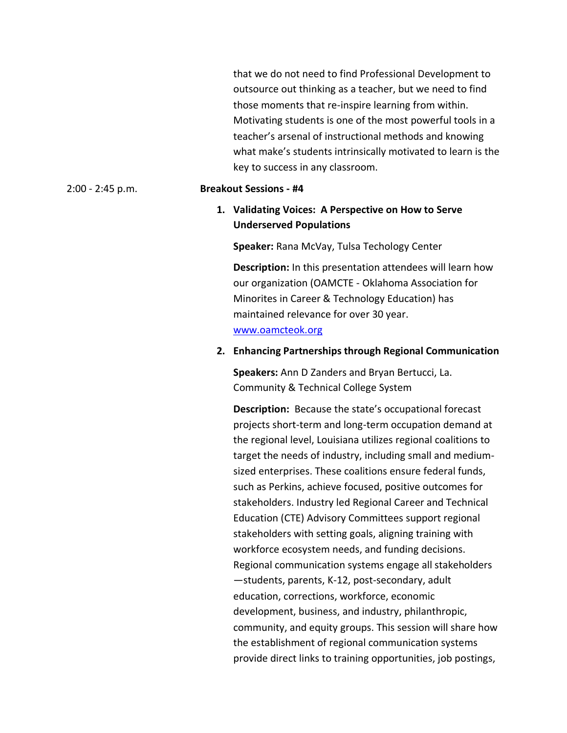that we do not need to find Professional Development to outsource out thinking as a teacher, but we need to find those moments that re-inspire learning from within. Motivating students is one of the most powerful tools in a teacher's arsenal of instructional methods and knowing what make's students intrinsically motivated to learn is the key to success in any classroom.

2:00 - 2:45 p.m. **Breakout Sessions - #4**

1. **Validating Voices: A Perspective on How to Serve Underserved Populations**

   **Speaker:** Rana McVay, Tulsa Techology Center

   **Description:** In this presentation attendees will learn how our organization (OAMCTE - Oklahoma Association for Minorites in Career & Technology Education) has maintained relevance for over 30 year. [www.oamcteok.org](www.oamcteok.org)

2. **Enhancing Partnerships through Regional Communication**

   **Speakers:** Ann D Zanders and Bryan Bertucci, La. Community & Technical College System

   **Description:** Because the state's occupational forecast projects short-term and long-term occupation demand at the regional level, Louisiana utilizes regional coalitions to target the needs of industry, including small and medium-sized enterprises. These coalitions ensure federal funds, such as Perkins, achieve focused, positive outcomes for stakeholders. Industry led Regional Career and Technical Education (CTE) Advisory Committees support regional stakeholders with setting goals, aligning training with workforce ecosystem needs, and funding decisions. Regional communication systems engage all stakeholders —students, parents, K-12, post-secondary, adult education, corrections, workforce, economic development, business, and industry, philanthropic, community, and equity groups. This session will share how the establishment of regional communication systems provide direct links to training opportunities, job postings,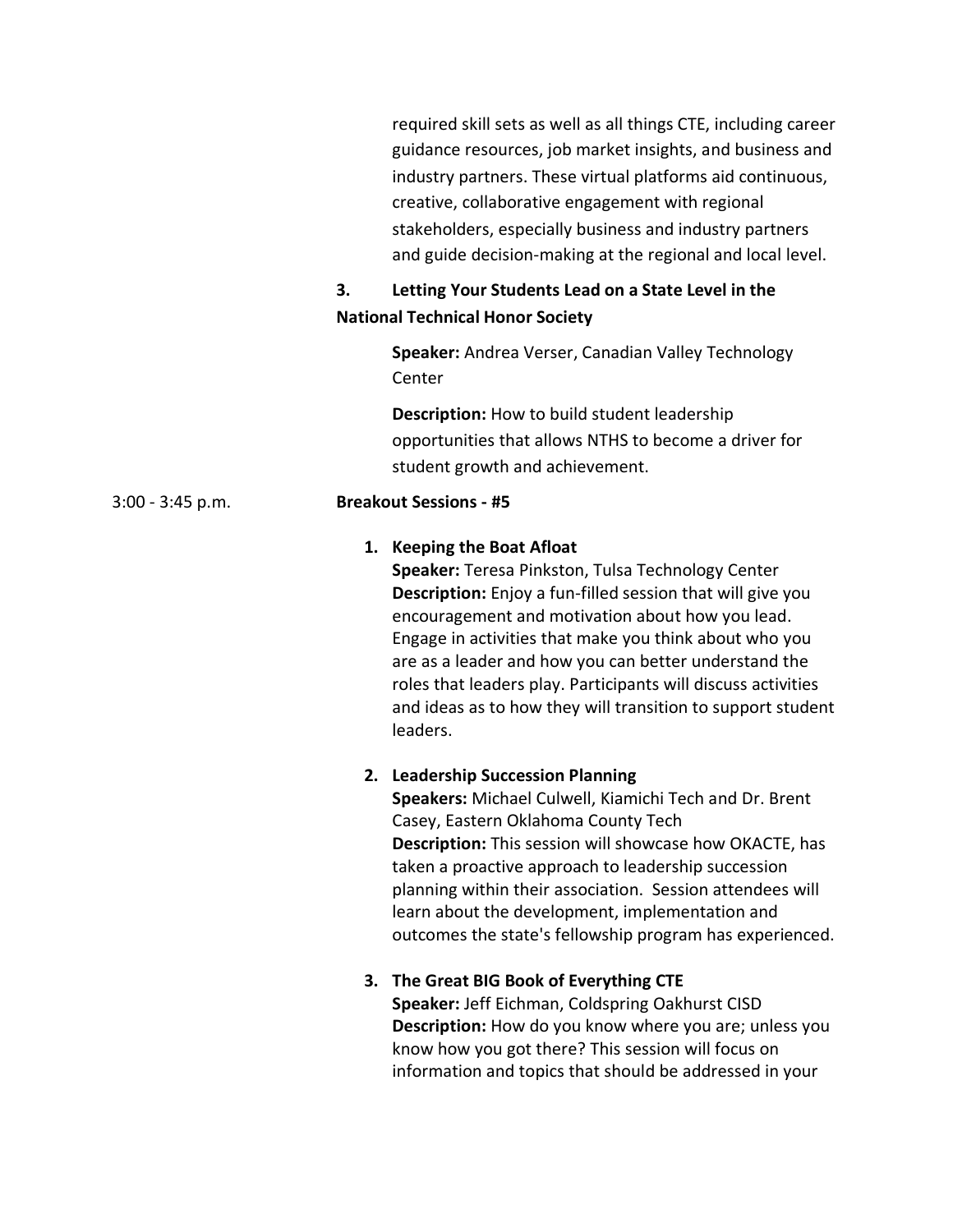required skill sets as well as all things CTE, including career guidance resources, job market insights, and business and industry partners. These virtual platforms aid continuous, creative, collaborative engagement with regional stakeholders, especially business and industry partners and guide decision-making at the regional and local level.

**3. Letting Your Students Lead on a State Level in the National Technical Honor Society**

**Speaker:** Andrea Verser, Canadian Valley Technology Center

**Description:** How to build student leadership opportunities that allows NTHS to become a driver for student growth and achievement.

3:00 - 3:45 p.m. **Breakout Sessions - #5**

1. **Keeping the Boat Afloat**
   **Speaker:** Teresa Pinkston, Tulsa Technology Center
   **Description:** Enjoy a fun-filled session that will give you encouragement and motivation about how you lead. Engage in activities that make you think about who you are as a leader and how you can better understand the roles that leaders play. Participants will discuss activities and ideas as to how they will transition to support student leaders.

2. **Leadership Succession Planning**
   **Speakers:** Michael Culwell, Kiamichi Tech and Dr. Brent Casey, Eastern Oklahoma County Tech
   **Description:** This session will showcase how OKACTE, has taken a proactive approach to leadership succession planning within their association. Session attendees will learn about the development, implementation and outcomes the state's fellowship program has experienced.

3. **The Great BIG Book of Everything CTE**
   **Speaker:** Jeff Eichman, Coldspring Oakhurst CISD
   **Description:** How do you know where you are; unless you know how you got there? This session will focus on information and topics that should be addressed in your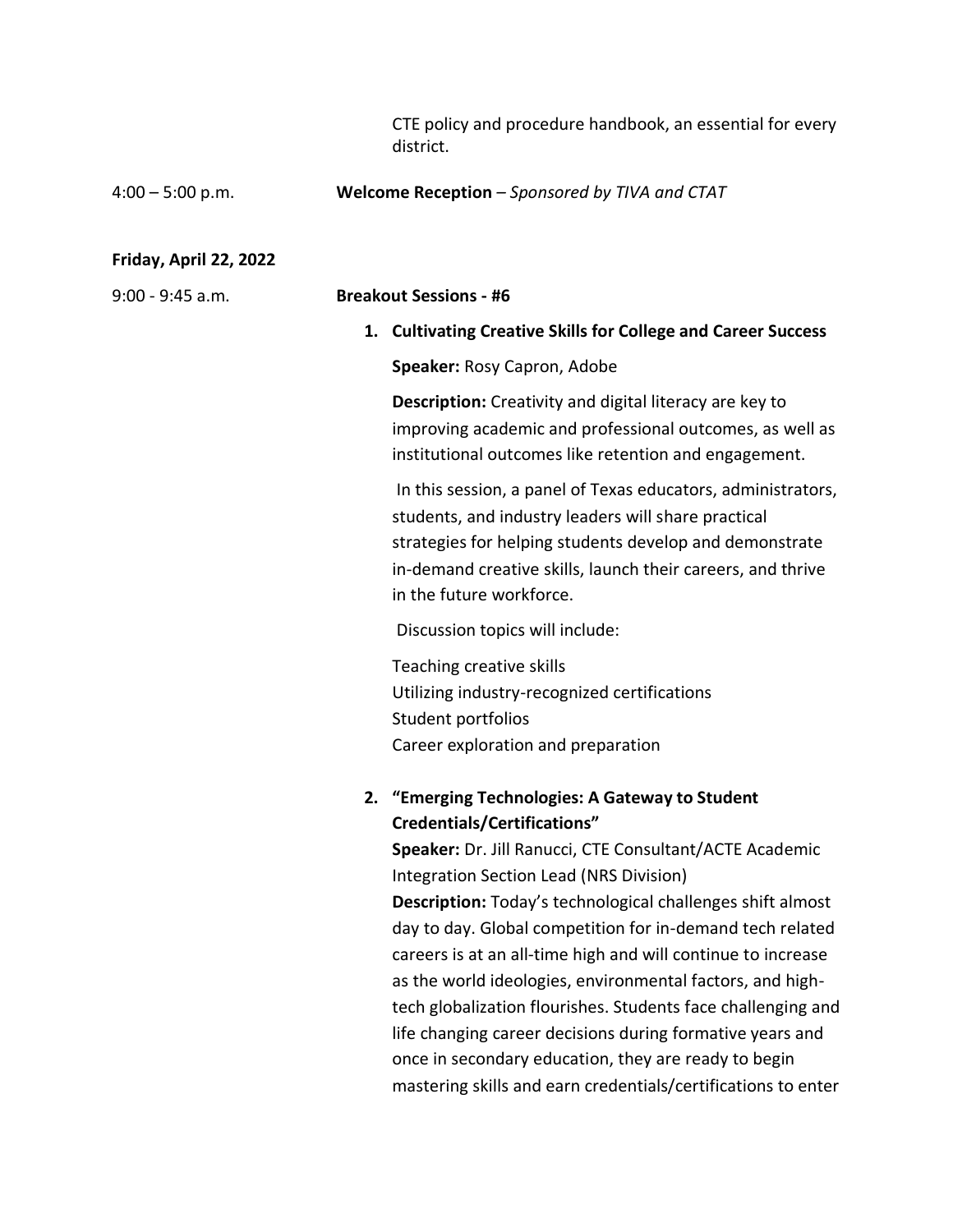CTE policy and procedure handbook, an essential for every district.

4:00 – 5:00 p.m. **Welcome Reception** – *Sponsored by TIVA and CTAT*

**Friday, April 22, 2022**

9:00 - 9:45 a.m. **Breakout Sessions - #6**

1. **Cultivating Creative Skills for College and Career Success**

   **Speaker:** Rosy Capron, Adobe

   **Description:** Creativity and digital literacy are key to improving academic and professional outcomes, as well as institutional outcomes like retention and engagement.

   In this session, a panel of Texas educators, administrators, students, and industry leaders will share practical strategies for helping students develop and demonstrate in-demand creative skills, launch their careers, and thrive in the future workforce.

   Discussion topics will include:

   Teaching creative skills
   Utilizing industry-recognized certifications
   Student portfolios
   Career exploration and preparation

2. **"Emerging Technologies: A Gateway to Student Credentials/Certifications"**
   **Speaker:** Dr. Jill Ranucci, CTE Consultant/ACTE Academic Integration Section Lead (NRS Division)
   **Description:** Today's technological challenges shift almost day to day. Global competition for in-demand tech related careers is at an all-time high and will continue to increase as the world ideologies, environmental factors, and high-tech globalization flourishes. Students face challenging and life changing career decisions during formative years and once in secondary education, they are ready to begin mastering skills and earn credentials/certifications to enter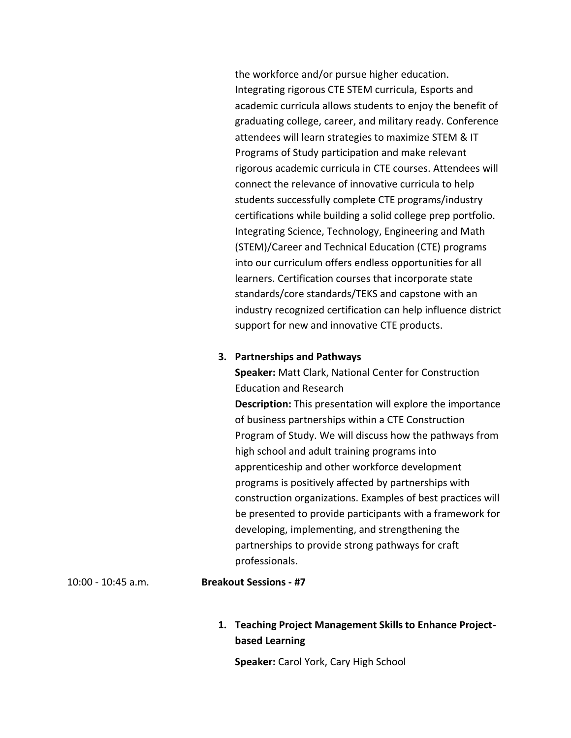the workforce and/or pursue higher education. Integrating rigorous CTE STEM curricula, Esports and academic curricula allows students to enjoy the benefit of graduating college, career, and military ready. Conference attendees will learn strategies to maximize STEM & IT Programs of Study participation and make relevant rigorous academic curricula in CTE courses. Attendees will connect the relevance of innovative curricula to help students successfully complete CTE programs/industry certifications while building a solid college prep portfolio. Integrating Science, Technology, Engineering and Math (STEM)/Career and Technical Education (CTE) programs into our curriculum offers endless opportunities for all learners. Certification courses that incorporate state standards/core standards/TEKS and capstone with an industry recognized certification can help influence district support for new and innovative CTE products.

3. **Partnerships and Pathways**
   **Speaker:** Matt Clark, National Center for Construction Education and Research
   **Description:** This presentation will explore the importance of business partnerships within a CTE Construction Program of Study. We will discuss how the pathways from high school and adult training programs into apprenticeship and other workforce development programs is positively affected by partnerships with construction organizations. Examples of best practices will be presented to provide participants with a framework for developing, implementing, and strengthening the partnerships to provide strong pathways for craft professionals.

10:00 - 10:45 a.m. **Breakout Sessions - #7**

1. **Teaching Project Management Skills to Enhance Project-based Learning**

   **Speaker:** Carol York, Cary High School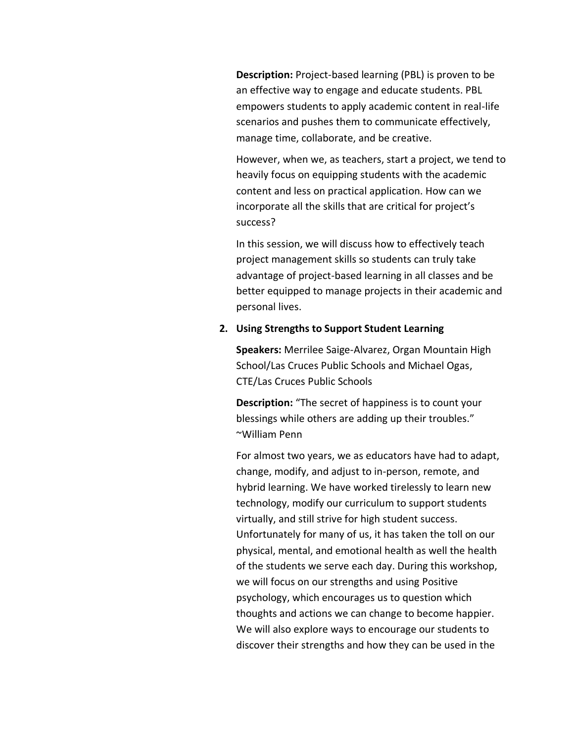**Description:** Project-based learning (PBL) is proven to be an effective way to engage and educate students. PBL empowers students to apply academic content in real-life scenarios and pushes them to communicate effectively, manage time, collaborate, and be creative.

However, when we, as teachers, start a project, we tend to heavily focus on equipping students with the academic content and less on practical application. How can we incorporate all the skills that are critical for project's success?

In this session, we will discuss how to effectively teach project management skills so students can truly take advantage of project-based learning in all classes and be better equipped to manage projects in their academic and personal lives.

2. **Using Strengths to Support Student Learning**

   **Speakers:** Merrilee Saige-Alvarez, Organ Mountain High School/Las Cruces Public Schools and Michael Ogas, CTE/Las Cruces Public Schools

   **Description:** "The secret of happiness is to count your blessings while others are adding up their troubles." ~William Penn

   For almost two years, we as educators have had to adapt, change, modify, and adjust to in-person, remote, and hybrid learning. We have worked tirelessly to learn new technology, modify our curriculum to support students virtually, and still strive for high student success. Unfortunately for many of us, it has taken the toll on our physical, mental, and emotional health as well the health of the students we serve each day. During this workshop, we will focus on our strengths and using Positive psychology, which encourages us to question which thoughts and actions we can change to become happier. We will also explore ways to encourage our students to discover their strengths and how they can be used in the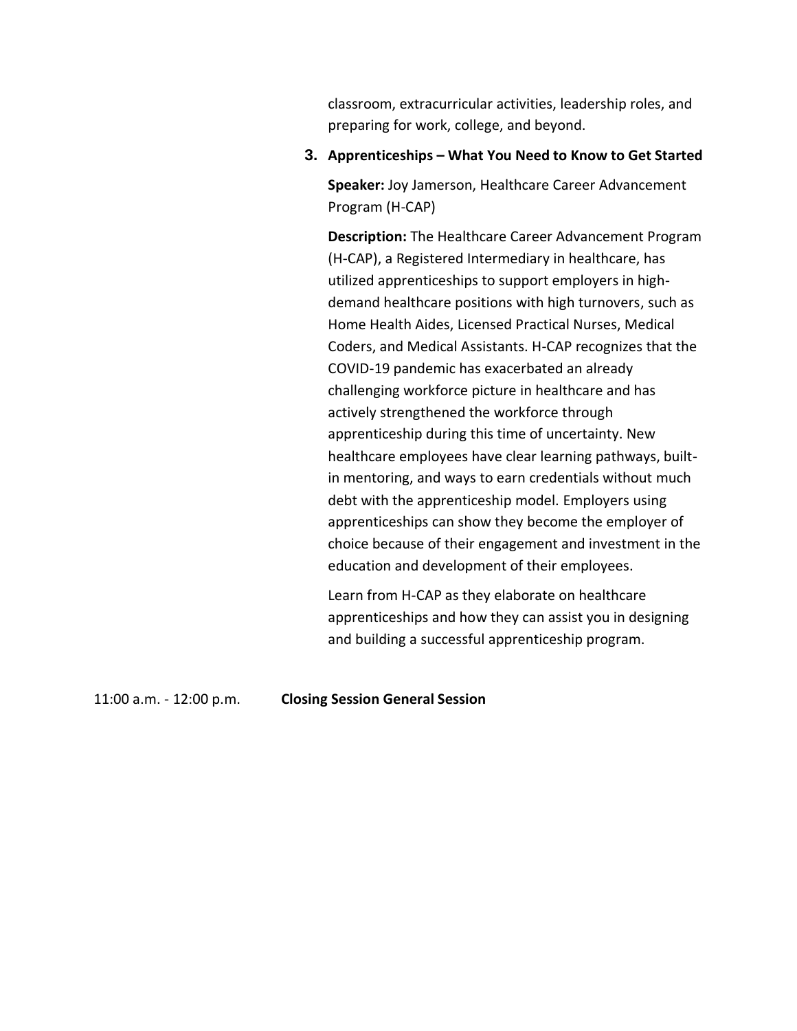classroom, extracurricular activities, leadership roles, and preparing for work, college, and beyond.

3. **Apprenticeships – What You Need to Know to Get Started**

   **Speaker:** Joy Jamerson, Healthcare Career Advancement Program (H-CAP)

   **Description:** The Healthcare Career Advancement Program (H-CAP), a Registered Intermediary in healthcare, has utilized apprenticeships to support employers in high-demand healthcare positions with high turnovers, such as Home Health Aides, Licensed Practical Nurses, Medical Coders, and Medical Assistants. H-CAP recognizes that the COVID-19 pandemic has exacerbated an already challenging workforce picture in healthcare and has actively strengthened the workforce through apprenticeship during this time of uncertainty. New healthcare employees have clear learning pathways, built-in mentoring, and ways to earn credentials without much debt with the apprenticeship model. Employers using apprenticeships can show they become the employer of choice because of their engagement and investment in the education and development of their employees.

   Learn from H-CAP as they elaborate on healthcare apprenticeships and how they can assist you in designing and building a successful apprenticeship program.

11:00 a.m. - 12:00 p.m. **Closing Session General Session**